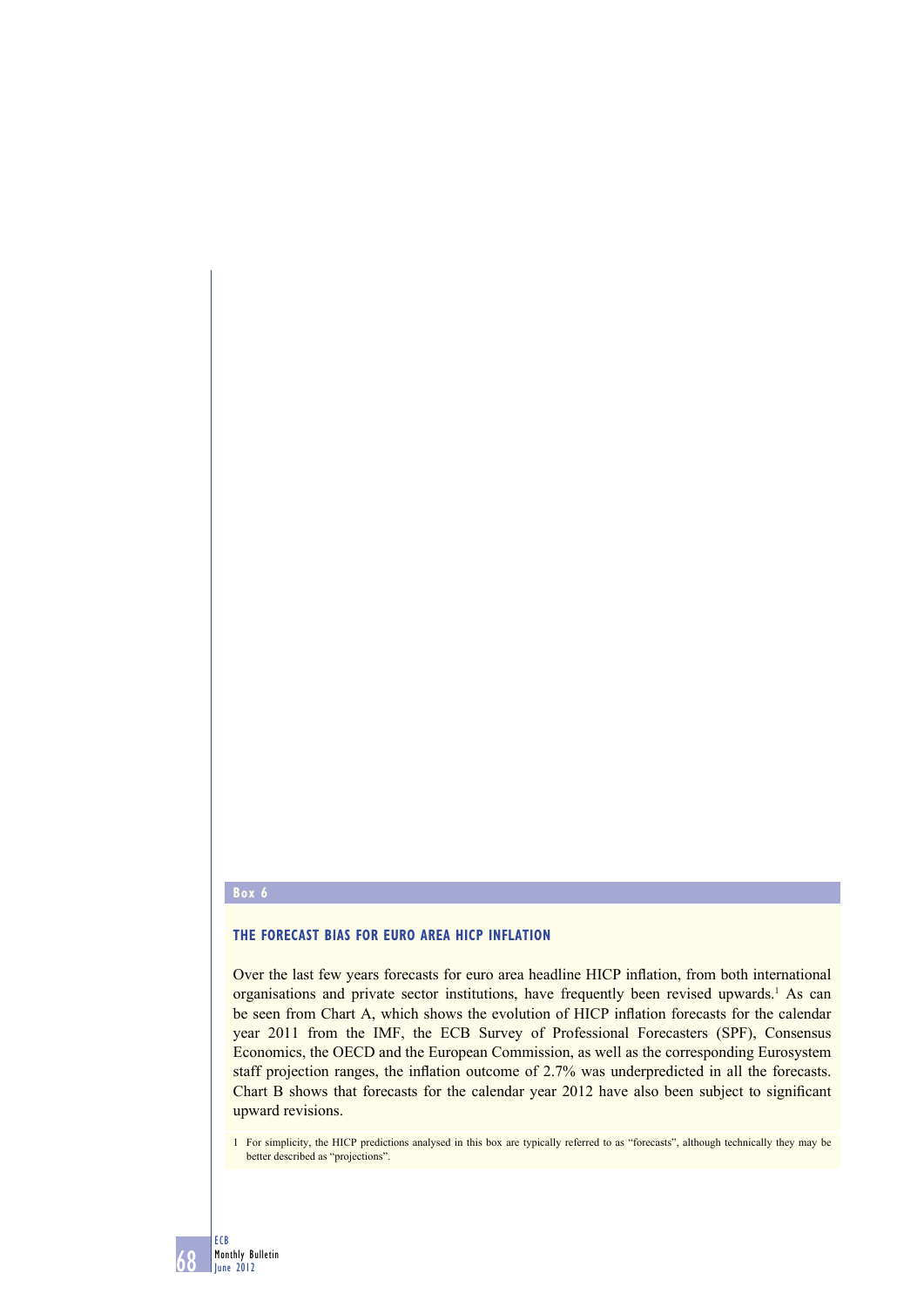Box 6

## THE FORECAST BIAS FOR EURO AREA HICP INFLATION

Over the last few years forecasts for euro area headline HICP inflation, from both international organisations and private sector institutions, have frequently been revised upwards.[1] As can be seen from Chart A, which shows the evolution of HICP inflation forecasts for the calendar year 2011 from the IMF, the ECB Survey of Professional Forecasters (SPF), Consensus Economics, the OECD and the European Commission, as well as the corresponding Eurosystem staff projection ranges, the inflation outcome of 2.7% was underpredicted in all the forecasts. Chart B shows that forecasts for the calendar year 2012 have also been subject to significant upward revisions.

1 For simplicity, the HICP predictions analysed in this box are typically referred to as "forecasts", although technically they may be better described as "projections".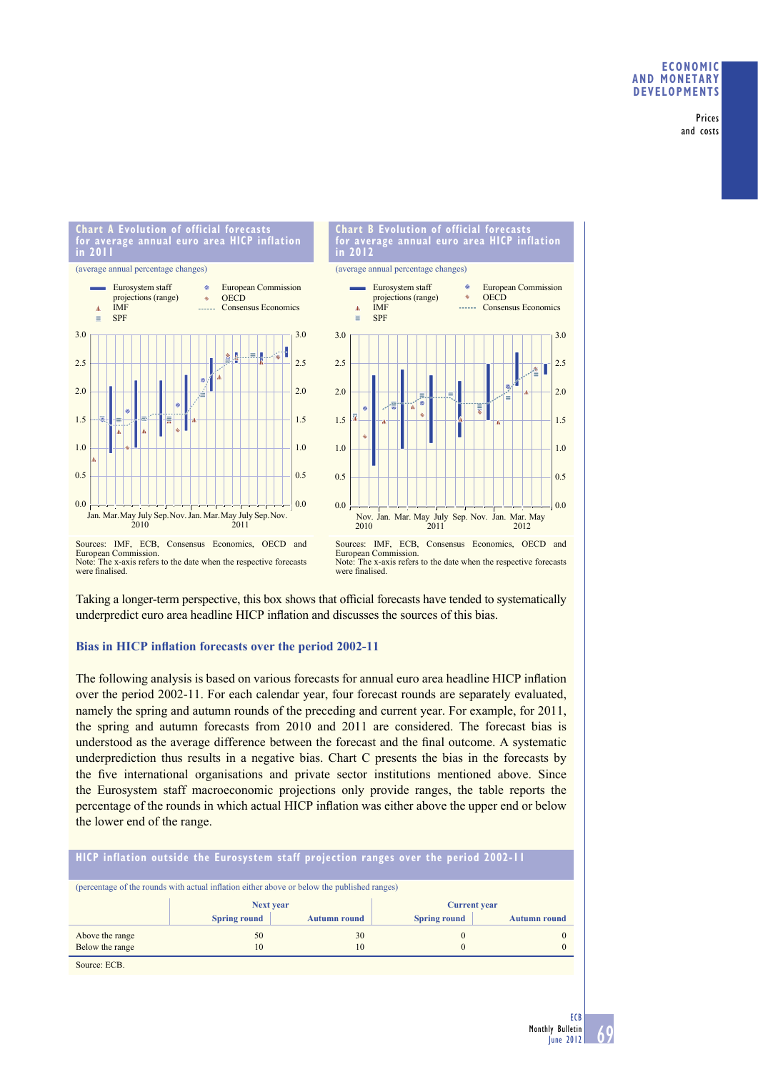**Chart A Evolution of official forecasts for average annual euro area HICP inflation in 2011**

(average annual percentage changes)

Sources: IMF, ECB, Consensus Economics, OECD and European Commission.
Note: The x-axis refers to the date when the respective forecasts were finalised.

**Chart B Evolution of official forecasts for average annual euro area HICP inflation in 2012**

(average annual percentage changes)

Sources: IMF, ECB, Consensus Economics, OECD and European Commission.
Note: The x-axis refers to the date when the respective forecasts were finalised.

Taking a longer-term perspective, this box shows that official forecasts have tended to systematically underpredict euro area headline HICP inflation and discusses the sources of this bias.

### Bias in HICP inflation forecasts over the period 2002-11

The following analysis is based on various forecasts for annual euro area headline HICP inflation over the period 2002-11. For each calendar year, four forecast rounds are separately evaluated, namely the spring and autumn rounds of the preceding and current year. For example, for 2011, the spring and autumn forecasts from 2010 and 2011 are considered. The forecast bias is understood as the average difference between the forecast and the final outcome. A systematic underprediction thus results in a negative bias. Chart C presents the bias in the forecasts by the five international organisations and private sector institutions mentioned above. Since the Eurosystem staff macroeconomic projections only provide ranges, the table reports the percentage of the rounds in which actual HICP inflation was either above the upper end or below the lower end of the range.

**HICP inflation outside the Eurosystem staff projection ranges over the period 2002-11**

(percentage of the rounds with actual inflation either above or below the published ranges)

| | Next year | | Current year | |
|---|---|---|---|---|
| | Spring round | Autumn round | Spring round | Autumn round |
| Above the range | 50 | 30 | 0 | 0 |
| Below the range | 10 | 10 | 0 | 0 |

Source: ECB.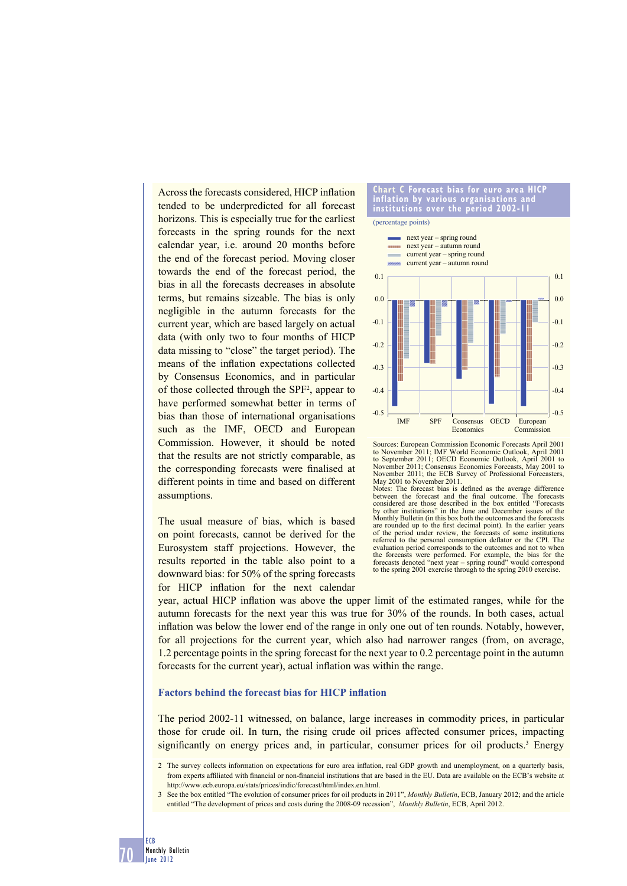Across the forecasts considered, HICP inflation tended to be underpredicted for all forecast horizons. This is especially true for the earliest forecasts in the spring rounds for the next calendar year, i.e. around 20 months before the end of the forecast period. Moving closer towards the end of the forecast period, the bias in all the forecasts decreases in absolute terms, but remains sizeable. The bias is only negligible in the autumn forecasts for the current year, which are based largely on actual data (with only two to four months of HICP data missing to "close" the target period). The means of the inflation expectations collected by Consensus Economics, and in particular of those collected through the SPF[2], appear to have performed somewhat better in terms of bias than those of international organisations such as the IMF, OECD and European Commission. However, it should be noted that the results are not strictly comparable, as the corresponding forecasts were finalised at different points in time and based on different assumptions.

**Chart C Forecast bias for euro area HICP inflation by various organisations and institutions over the period 2002-11**

(percentage points)

- next year – spring round
- next year – autumn round
- current year – spring round
- current year – autumn round

Sources: European Commission Economic Forecasts April 2001 to November 2011; IMF World Economic Outlook, April 2001 to September 2011; OECD Economic Outlook, April 2001 to November 2011; Consensus Economics Forecasts, May 2001 to November 2011; the ECB Survey of Professional Forecasters, May 2001 to November 2011.

Notes: The forecast bias is defined as the average difference between the forecast and the final outcome. The forecasts considered are those described in the box entitled "Forecasts by other institutions" in the June and December issues of the Monthly Bulletin (in this box both the outcomes and the forecasts are rounded up to the first decimal point). In the earlier years of the period under review, the forecasts of some institutions referred to the personal consumption deflator or the CPI. The evaluation period corresponds to the outcomes and not to when the forecasts were performed. For example, the bias for the forecasts denoted "next year – spring round" would correspond to the spring 2001 exercise through to the spring 2010 exercise.

The usual measure of bias, which is based on point forecasts, cannot be derived for the Eurosystem staff projections. However, the results reported in the table also point to a downward bias: for 50% of the spring forecasts for HICP inflation for the next calendar year, actual HICP inflation was above the upper limit of the estimated ranges, while for the autumn forecasts for the next year this was true for 30% of the rounds. In both cases, actual inflation was below the lower end of the range in only one out of ten rounds. Notably, however, for all projections for the current year, which also had narrower ranges (from, on average, 1.2 percentage points in the spring forecast for the next year to 0.2 percentage point in the autumn forecasts for the current year), actual inflation was within the range.

### Factors behind the forecast bias for HICP inflation

The period 2002-11 witnessed, on balance, large increases in commodity prices, in particular those for crude oil. In turn, the rising crude oil prices affected consumer prices, impacting significantly on energy prices and, in particular, consumer prices for oil products.[3] Energy

2 The survey collects information on expectations for euro area inflation, real GDP growth and unemployment, on a quarterly basis, from experts affiliated with financial or non-financial institutions that are based in the EU. Data are available on the ECB's website at http://www.ecb.europa.eu/stats/prices/indic/forecast/html/index.en.html.

3 See the box entitled "The evolution of consumer prices for oil products in 2011", *Monthly Bulletin*, ECB, January 2012; and the article entitled "The development of prices and costs during the 2008-09 recession", *Monthly Bulletin*, ECB, April 2012.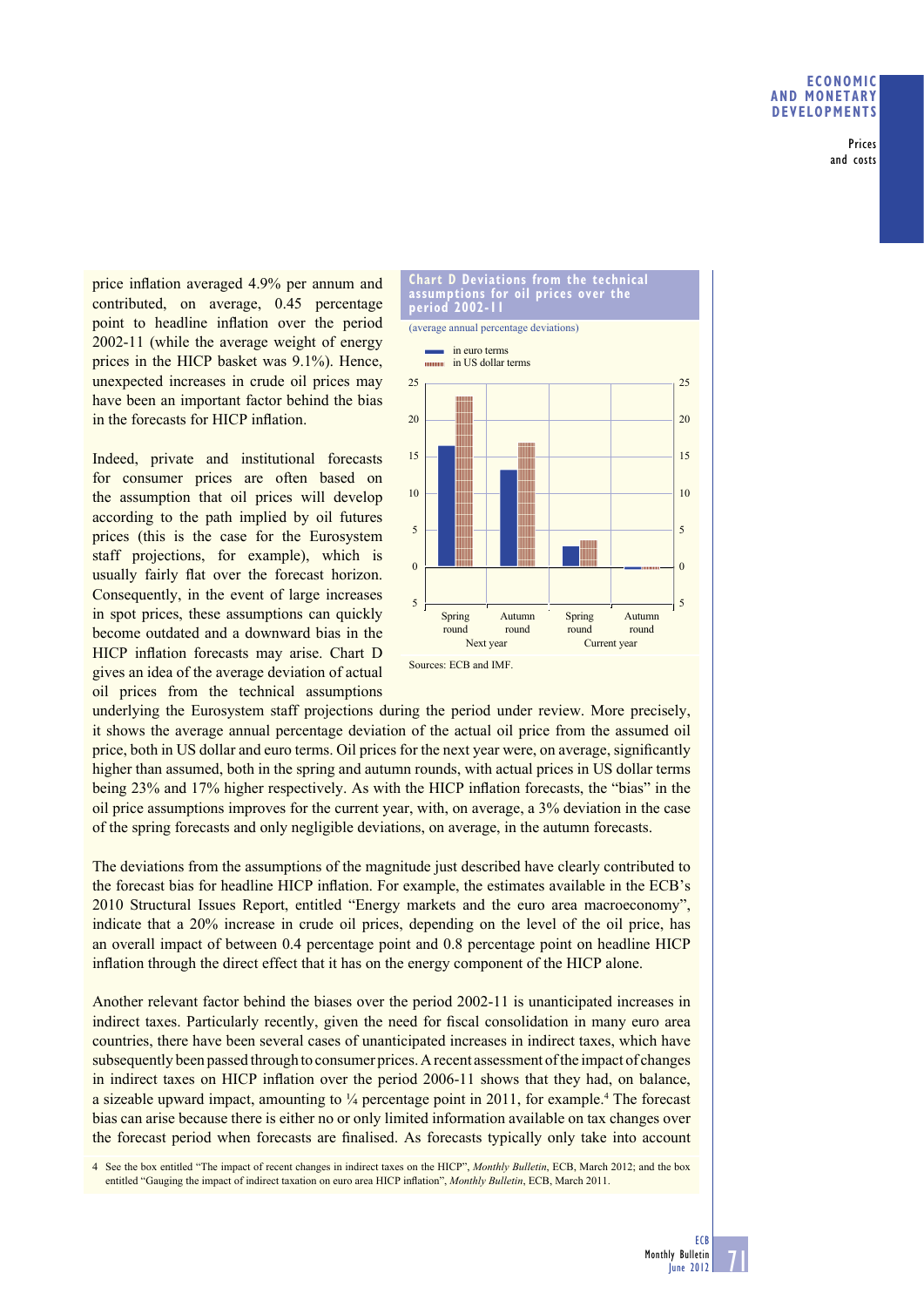price inflation averaged 4.9% per annum and contributed, on average, 0.45 percentage point to headline inflation over the period 2002-11 (while the average weight of energy prices in the HICP basket was 9.1%). Hence, unexpected increases in crude oil prices may have been an important factor behind the bias in the forecasts for HICP inflation.

Indeed, private and institutional forecasts for consumer prices are often based on the assumption that oil prices will develop according to the path implied by oil futures prices (this is the case for the Eurosystem staff projections, for example), which is usually fairly flat over the forecast horizon. Consequently, in the event of large increases in spot prices, these assumptions can quickly become outdated and a downward bias in the HICP inflation forecasts may arise. Chart D gives an idea of the average deviation of actual oil prices from the technical assumptions underlying the Eurosystem staff projections during the period under review. More precisely, it shows the average annual percentage deviation of the actual oil price from the assumed oil price, both in US dollar and euro terms. Oil prices for the next year were, on average, significantly higher than assumed, both in the spring and autumn rounds, with actual prices in US dollar terms being 23% and 17% higher respectively. As with the HICP inflation forecasts, the "bias" in the oil price assumptions improves for the current year, with, on average, a 3% deviation in the case of the spring forecasts and only negligible deviations, on average, in the autumn forecasts.

**Chart D Deviations from the technical assumptions for oil prices over the period 2002-11**

(average annual percentage deviations)

- in euro terms
- in US dollar terms

| | Next year – Spring round | Next year – Autumn round | Current year – Spring round | Current year – Autumn round |
|---|---|---|---|---|
| in euro terms | 16.5 | 13.3 | 2.8 | -0.2 |
| in US dollar terms | 23.3 | 16.9 | 3.5 | -0.2 |

Sources: ECB and IMF.

The deviations from the assumptions of the magnitude just described have clearly contributed to the forecast bias for headline HICP inflation. For example, the estimates available in the ECB's 2010 Structural Issues Report, entitled "Energy markets and the euro area macroeconomy", indicate that a 20% increase in crude oil prices, depending on the level of the oil price, has an overall impact of between 0.4 percentage point and 0.8 percentage point on headline HICP inflation through the direct effect that it has on the energy component of the HICP alone.

Another relevant factor behind the biases over the period 2002-11 is unanticipated increases in indirect taxes. Particularly recently, given the need for fiscal consolidation in many euro area countries, there have been several cases of unanticipated increases in indirect taxes, which have subsequently been passed through to consumer prices. A recent assessment of the impact of changes in indirect taxes on HICP inflation over the period 2006-11 shows that they had, on balance, a sizeable upward impact, amounting to ¼ percentage point in 2011, for example.[4] The forecast bias can arise because there is either no or only limited information available on tax changes over the forecast period when forecasts are finalised. As forecasts typically only take into account

4 See the box entitled "The impact of recent changes in indirect taxes on the HICP", *Monthly Bulletin*, ECB, March 2012; and the box entitled "Gauging the impact of indirect taxation on euro area HICP inflation", *Monthly Bulletin*, ECB, March 2011.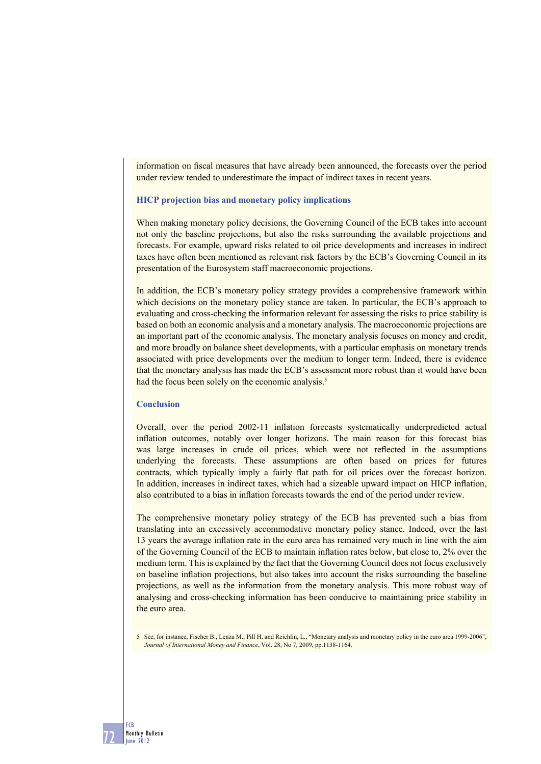information on fiscal measures that have already been announced, the forecasts over the period under review tended to underestimate the impact of indirect taxes in recent years.

### HICP projection bias and monetary policy implications

When making monetary policy decisions, the Governing Council of the ECB takes into account not only the baseline projections, but also the risks surrounding the available projections and forecasts. For example, upward risks related to oil price developments and increases in indirect taxes have often been mentioned as relevant risk factors by the ECB's Governing Council in its presentation of the Eurosystem staff macroeconomic projections.

In addition, the ECB's monetary policy strategy provides a comprehensive framework within which decisions on the monetary policy stance are taken. In particular, the ECB's approach to evaluating and cross-checking the information relevant for assessing the risks to price stability is based on both an economic analysis and a monetary analysis. The macroeconomic projections are an important part of the economic analysis. The monetary analysis focuses on money and credit, and more broadly on balance sheet developments, with a particular emphasis on monetary trends associated with price developments over the medium to longer term. Indeed, there is evidence that the monetary analysis has made the ECB's assessment more robust than it would have been had the focus been solely on the economic analysis.[5]

### Conclusion

Overall, over the period 2002-11 inflation forecasts systematically underpredicted actual inflation outcomes, notably over longer horizons. The main reason for this forecast bias was large increases in crude oil prices, which were not reflected in the assumptions underlying the forecasts. These assumptions are often based on prices for futures contracts, which typically imply a fairly flat path for oil prices over the forecast horizon. In addition, increases in indirect taxes, which had a sizeable upward impact on HICP inflation, also contributed to a bias in inflation forecasts towards the end of the period under review.

The comprehensive monetary policy strategy of the ECB has prevented such a bias from translating into an excessively accommodative monetary policy stance. Indeed, over the last 13 years the average inflation rate in the euro area has remained very much in line with the aim of the Governing Council of the ECB to maintain inflation rates below, but close to, 2% over the medium term. This is explained by the fact that the Governing Council does not focus exclusively on baseline inflation projections, but also takes into account the risks surrounding the baseline projections, as well as the information from the monetary analysis. This more robust way of analysing and cross-checking information has been conducive to maintaining price stability in the euro area.

5 See, for instance, Fischer B., Lenza M., Pill H. and Reichlin, L., "Monetary analysis and monetary policy in the euro area 1999-2006", *Journal of International Money and Finance*, Vol. 28, No 7, 2009, pp.1138-1164.